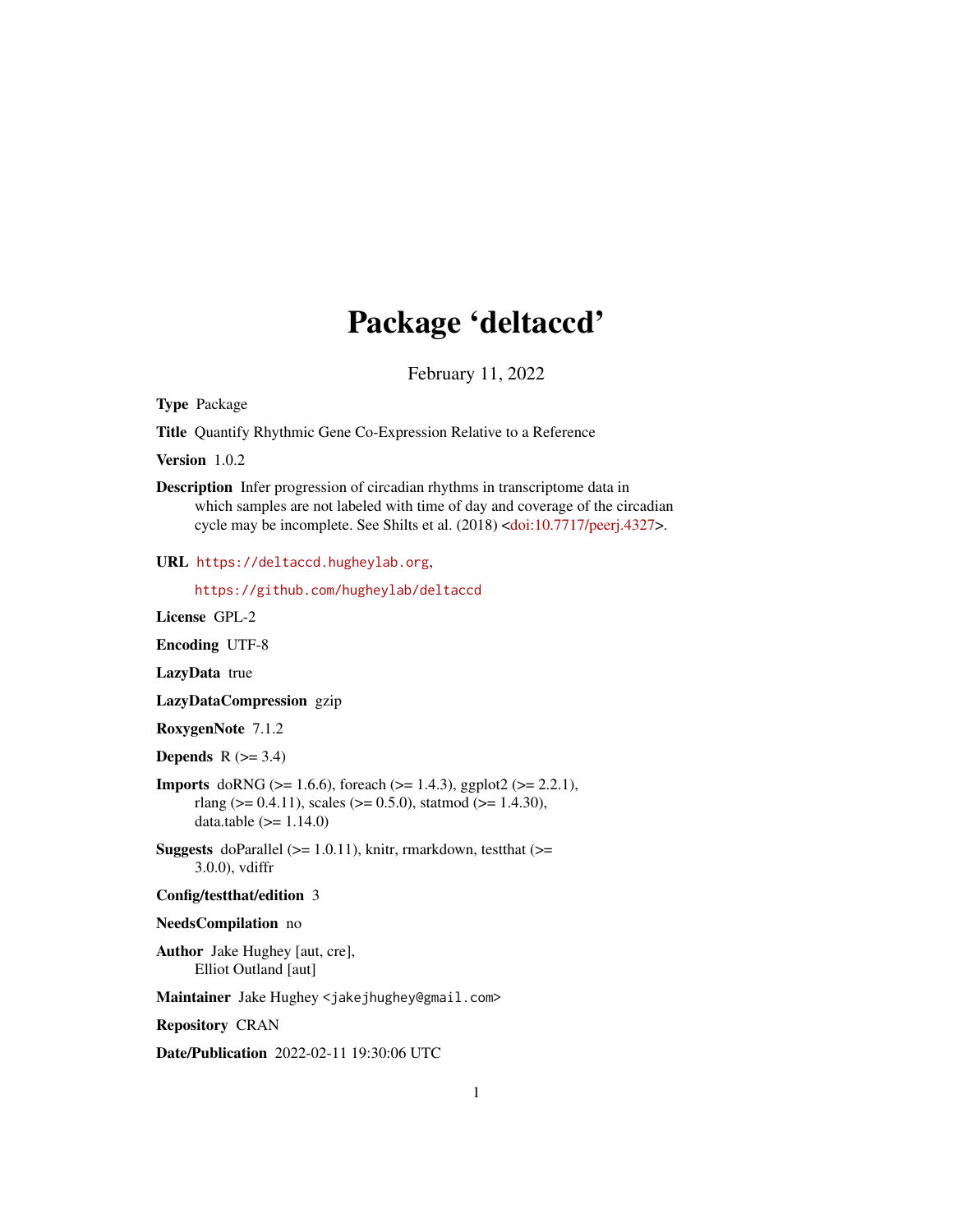# Package 'deltaccd'

February 11, 2022

**Type** Package

**Title** Quantify Rhythmic Gene Co-Expression Relative to a Reference

**Version** 1.0.2

**Description** Infer progression of circadian rhythms in transcriptome data in which samples are not labeled with time of day and coverage of the circadian cycle may be incomplete. See Shilts et al. (2018) <doi:10.7717/peerj.4327>.

**URL** https://deltaccd.hugheylab.org, https://github.com/hugheylab/deltaccd

**License** GPL-2

**Encoding** UTF-8

**LazyData** true

**LazyDataCompression** gzip

**RoxygenNote** 7.1.2

**Depends** R (>= 3.4)

**Imports** doRNG (>= 1.6.6), foreach (>= 1.4.3), ggplot2 (>= 2.2.1), rlang (>= 0.4.11), scales (>= 0.5.0), statmod (>= 1.4.30), data.table (>= 1.14.0)

**Suggests** doParallel (>= 1.0.11), knitr, rmarkdown, testthat (>= 3.0.0), vdiffr

**Config/testthat/edition** 3

**NeedsCompilation** no

**Author** Jake Hughey [aut, cre], Elliot Outland [aut]

**Maintainer** Jake Hughey <jakejhughey@gmail.com>

**Repository** CRAN

**Date/Publication** 2022-02-11 19:30:06 UTC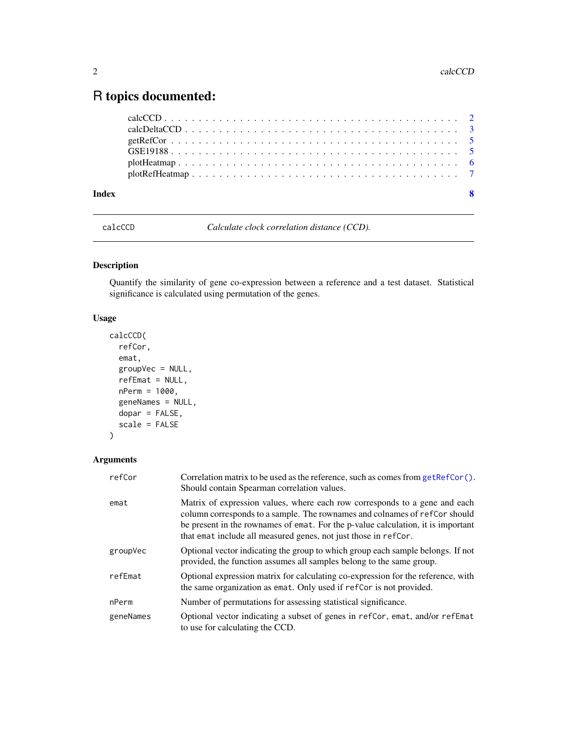# R topics documented:

- calcCCD . . . . . . . . . . . . . . . . . . . . . . . . . . . . . . . . . . . . . . . . . 2
- calcDeltaCCD . . . . . . . . . . . . . . . . . . . . . . . . . . . . . . . . . . . . . . 3
- getRefCor . . . . . . . . . . . . . . . . . . . . . . . . . . . . . . . . . . . . . . . . 5
- GSE19188 . . . . . . . . . . . . . . . . . . . . . . . . . . . . . . . . . . . . . . . . 5
- plotHeatmap . . . . . . . . . . . . . . . . . . . . . . . . . . . . . . . . . . . . . . 6
- plotRefHeatmap . . . . . . . . . . . . . . . . . . . . . . . . . . . . . . . . . . . . 7

**Index** **8**

---

## calcCCD — *Calculate clock correlation distance (CCD).*

---

### Description

Quantify the similarity of gene co-expression between a reference and a test dataset. Statistical significance is calculated using permutation of the genes.

### Usage

```
calcCCD(
  refCor,
  emat,
  groupVec = NULL,
  refEmat = NULL,
  nPerm = 1000,
  geneNames = NULL,
  dopar = FALSE,
  scale = FALSE
)
```

### Arguments

| | |
|---|---|
| `refCor` | Correlation matrix to be used as the reference, such as comes from `getRefCor()`. Should contain Spearman correlation values. |
| `emat` | Matrix of expression values, where each row corresponds to a gene and each column corresponds to a sample. The rownames and colnames of `refCor` should be present in the rownames of `emat`. For the p-value calculation, it is important that `emat` include all measured genes, not just those in `refCor`. |
| `groupVec` | Optional vector indicating the group to which group each sample belongs. If not provided, the function assumes all samples belong to the same group. |
| `refEmat` | Optional expression matrix for calculating co-expression for the reference, with the same organization as `emat`. Only used if `refCor` is not provided. |
| `nPerm` | Number of permutations for assessing statistical significance. |
| `geneNames` | Optional vector indicating a subset of genes in `refCor`, `emat`, and/or `refEmat` to use for calculating the CCD. |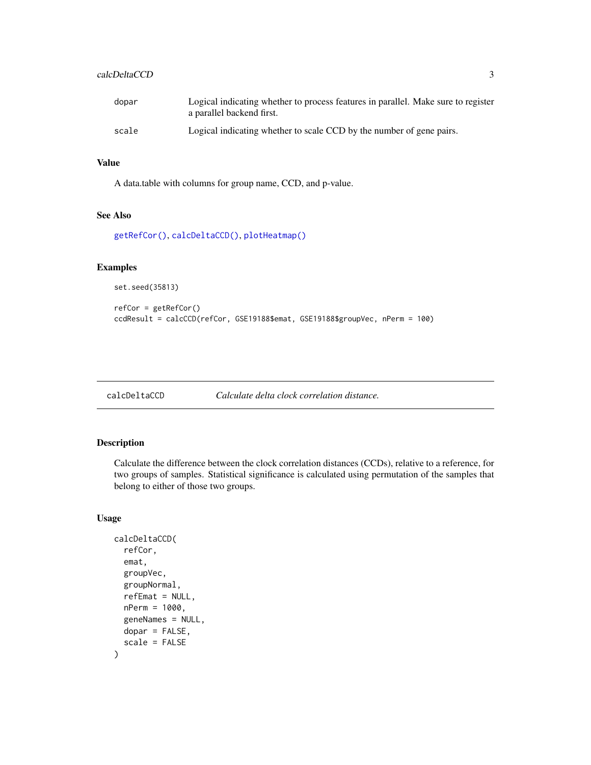| | |
|---|---|
| dopar | Logical indicating whether to process features in parallel. Make sure to register a parallel backend first. |
| scale | Logical indicating whether to scale CCD by the number of gene pairs. |

### Value

A data.table with columns for group name, CCD, and p-value.

### See Also

getRefCor(), calcDeltaCCD(), plotHeatmap()

### Examples

```
set.seed(35813)

refCor = getRefCor()
ccdResult = calcCCD(refCor, GSE19188$emat, GSE19188$groupVec, nPerm = 100)
```

---

## calcDeltaCCD *Calculate delta clock correlation distance.*

---

### Description

Calculate the difference between the clock correlation distances (CCDs), relative to a reference, for two groups of samples. Statistical significance is calculated using permutation of the samples that belong to either of those two groups.

### Usage

```
calcDeltaCCD(
  refCor,
  emat,
  groupVec,
  groupNormal,
  refEmat = NULL,
  nPerm = 1000,
  geneNames = NULL,
  dopar = FALSE,
  scale = FALSE
)
```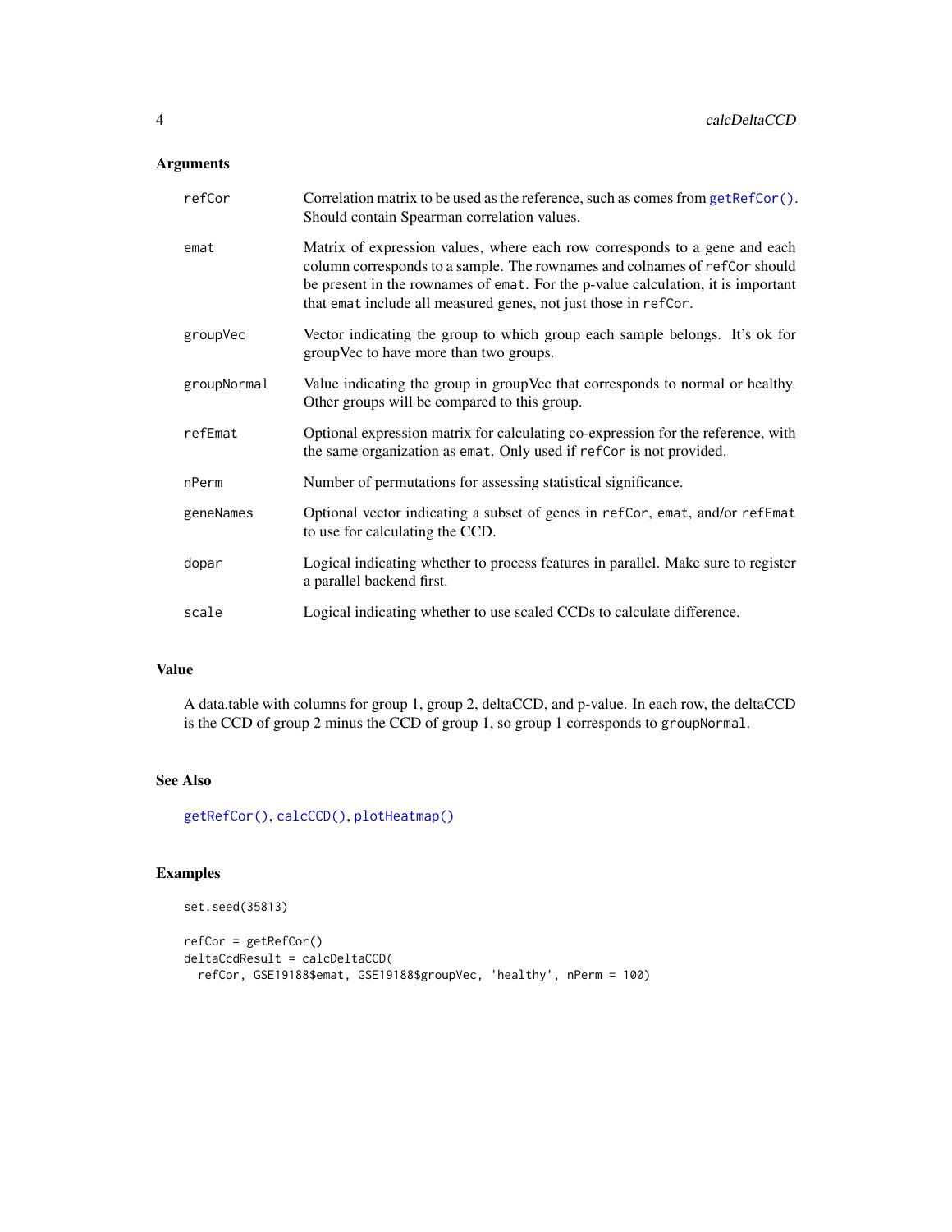## Arguments

| | |
|---|---|
| `refCor` | Correlation matrix to be used as the reference, such as comes from `getRefCor()`. Should contain Spearman correlation values. |
| `emat` | Matrix of expression values, where each row corresponds to a gene and each column corresponds to a sample. The rownames and colnames of `refCor` should be present in the rownames of `emat`. For the p-value calculation, it is important that `emat` include all measured genes, not just those in `refCor`. |
| `groupVec` | Vector indicating the group to which group each sample belongs. It's ok for groupVec to have more than two groups. |
| `groupNormal` | Value indicating the group in groupVec that corresponds to normal or healthy. Other groups will be compared to this group. |
| `refEmat` | Optional expression matrix for calculating co-expression for the reference, with the same organization as `emat`. Only used if `refCor` is not provided. |
| `nPerm` | Number of permutations for assessing statistical significance. |
| `geneNames` | Optional vector indicating a subset of genes in `refCor`, `emat`, and/or `refEmat` to use for calculating the CCD. |
| `dopar` | Logical indicating whether to process features in parallel. Make sure to register a parallel backend first. |
| `scale` | Logical indicating whether to use scaled CCDs to calculate difference. |

## Value

A data.table with columns for group 1, group 2, deltaCCD, and p-value. In each row, the deltaCCD is the CCD of group 2 minus the CCD of group 1, so group 1 corresponds to `groupNormal`.

## See Also

`getRefCor()`, `calcCCD()`, `plotHeatmap()`

## Examples

```
set.seed(35813)

refCor = getRefCor()
deltaCcdResult = calcDeltaCCD(
  refCor, GSE19188$emat, GSE19188$groupVec, 'healthy', nPerm = 100)
```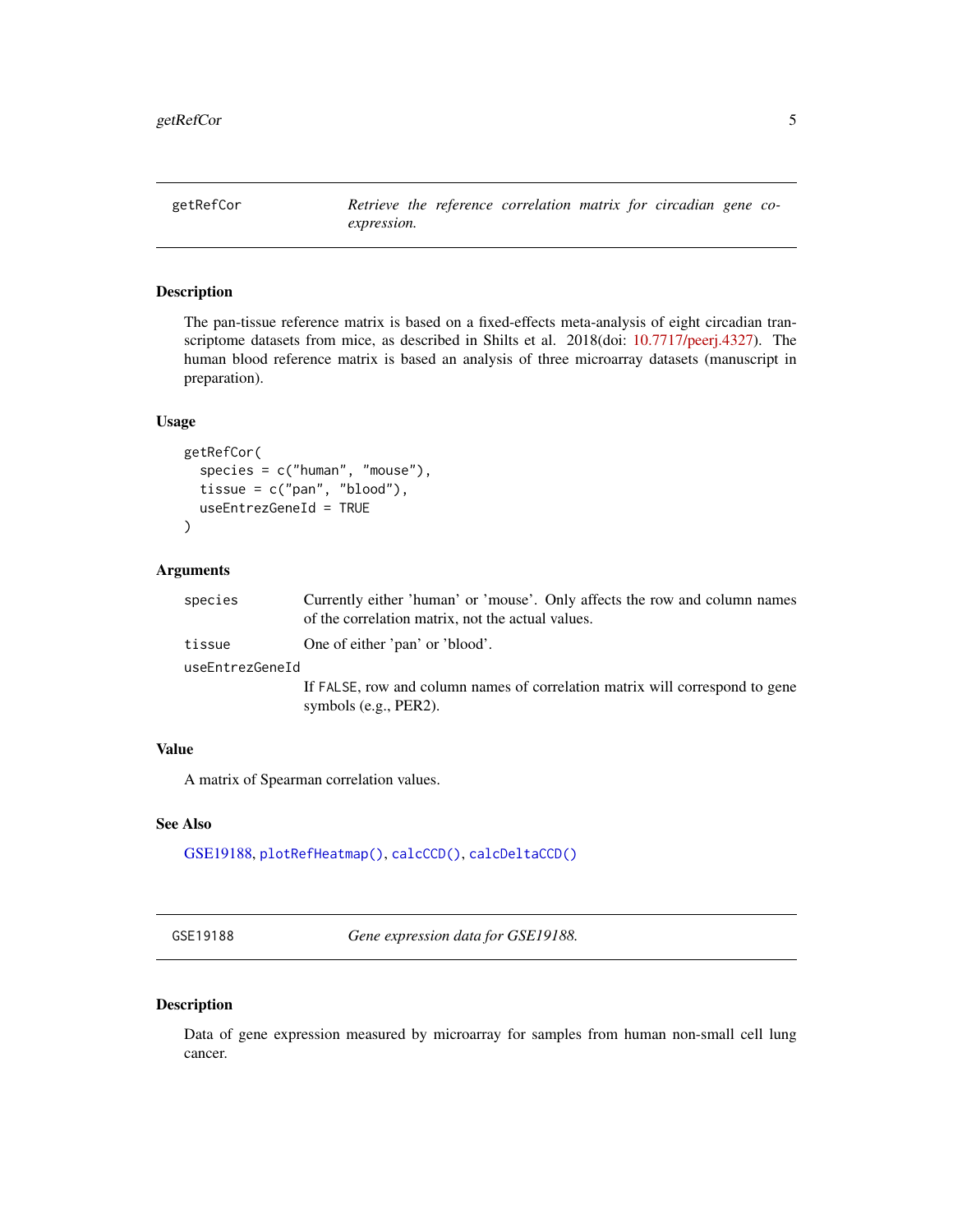## getRefCor — *Retrieve the reference correlation matrix for circadian gene co-expression.*

### Description

The pan-tissue reference matrix is based on a fixed-effects meta-analysis of eight circadian transcriptome datasets from mice, as described in Shilts et al. 2018(doi: 10.7717/peerj.4327). The human blood reference matrix is based an analysis of three microarray datasets (manuscript in preparation).

### Usage

```
getRefCor(
  species = c("human", "mouse"),
  tissue = c("pan", "blood"),
  useEntrezGeneId = TRUE
)
```

### Arguments

| | |
|---|---|
| `species` | Currently either 'human' or 'mouse'. Only affects the row and column names of the correlation matrix, not the actual values. |
| `tissue` | One of either 'pan' or 'blood'. |
| `useEntrezGeneId` | If `FALSE`, row and column names of correlation matrix will correspond to gene symbols (e.g., PER2). |

### Value

A matrix of Spearman correlation values.

### See Also

GSE19188, `plotRefHeatmap()`, `calcCCD()`, `calcDeltaCCD()`

## GSE19188 — *Gene expression data for GSE19188.*

### Description

Data of gene expression measured by microarray for samples from human non-small cell lung cancer.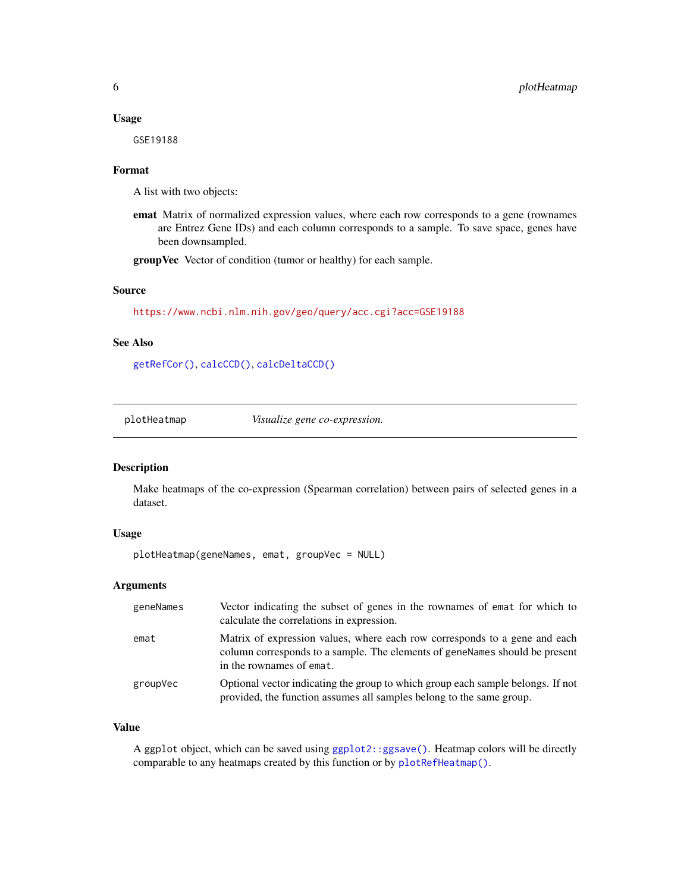### Usage

```
GSE19188
```

### Format

A list with two objects:

**emat** Matrix of normalized expression values, where each row corresponds to a gene (rownames are Entrez Gene IDs) and each column corresponds to a sample. To save space, genes have been downsampled.

**groupVec** Vector of condition (tumor or healthy) for each sample.

### Source

https://www.ncbi.nlm.nih.gov/geo/query/acc.cgi?acc=GSE19188

### See Also

`getRefCor()`, `calcCCD()`, `calcDeltaCCD()`

---

## plotHeatmap — *Visualize gene co-expression.*

### Description

Make heatmaps of the co-expression (Spearman correlation) between pairs of selected genes in a dataset.

### Usage

```
plotHeatmap(geneNames, emat, groupVec = NULL)
```

### Arguments

| | |
|---|---|
| `geneNames` | Vector indicating the subset of genes in the rownames of `emat` for which to calculate the correlations in expression. |
| `emat` | Matrix of expression values, where each row corresponds to a gene and each column corresponds to a sample. The elements of `geneNames` should be present in the rownames of `emat`. |
| `groupVec` | Optional vector indicating the group to which group each sample belongs. If not provided, the function assumes all samples belong to the same group. |

### Value

A `ggplot` object, which can be saved using `ggplot2::ggsave()`. Heatmap colors will be directly comparable to any heatmaps created by this function or by `plotRefHeatmap()`.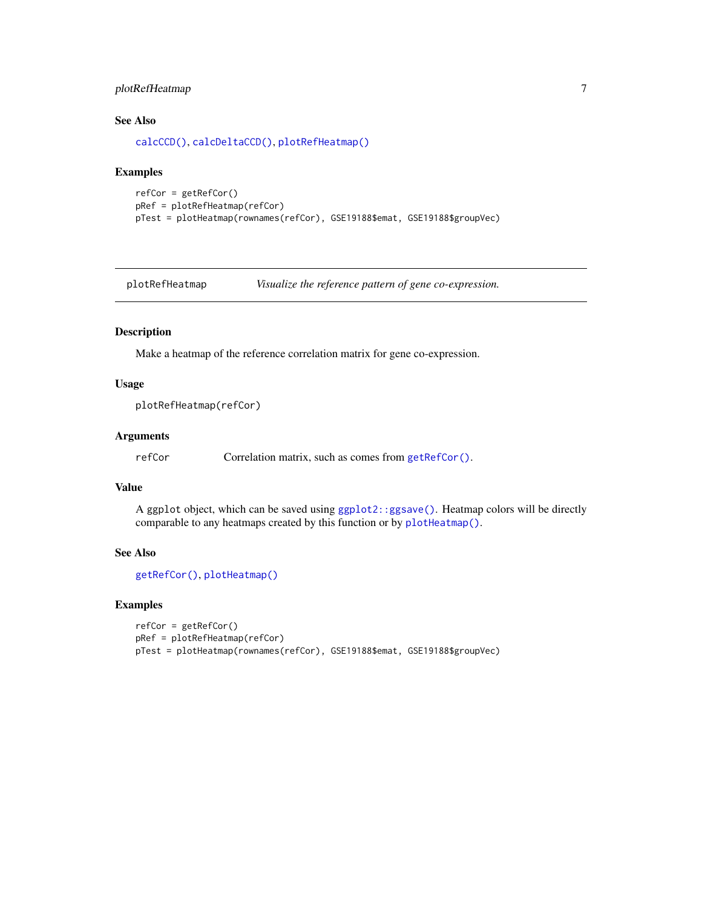## See Also

calcCCD(), calcDeltaCCD(), plotRefHeatmap()

## Examples

```
refCor = getRefCor()
pRef = plotRefHeatmap(refCor)
pTest = plotHeatmap(rownames(refCor), GSE19188$emat, GSE19188$groupVec)
```

---

# plotRefHeatmap — *Visualize the reference pattern of gene co-expression.*

## Description

Make a heatmap of the reference correlation matrix for gene co-expression.

## Usage

```
plotRefHeatmap(refCor)
```

## Arguments

| | |
|---|---|
| refCor | Correlation matrix, such as comes from getRefCor(). |

## Value

A ggplot object, which can be saved using ggplot2::ggsave(). Heatmap colors will be directly comparable to any heatmaps created by this function or by plotHeatmap().

## See Also

getRefCor(), plotHeatmap()

## Examples

```
refCor = getRefCor()
pRef = plotRefHeatmap(refCor)
pTest = plotHeatmap(rownames(refCor), GSE19188$emat, GSE19188$groupVec)
```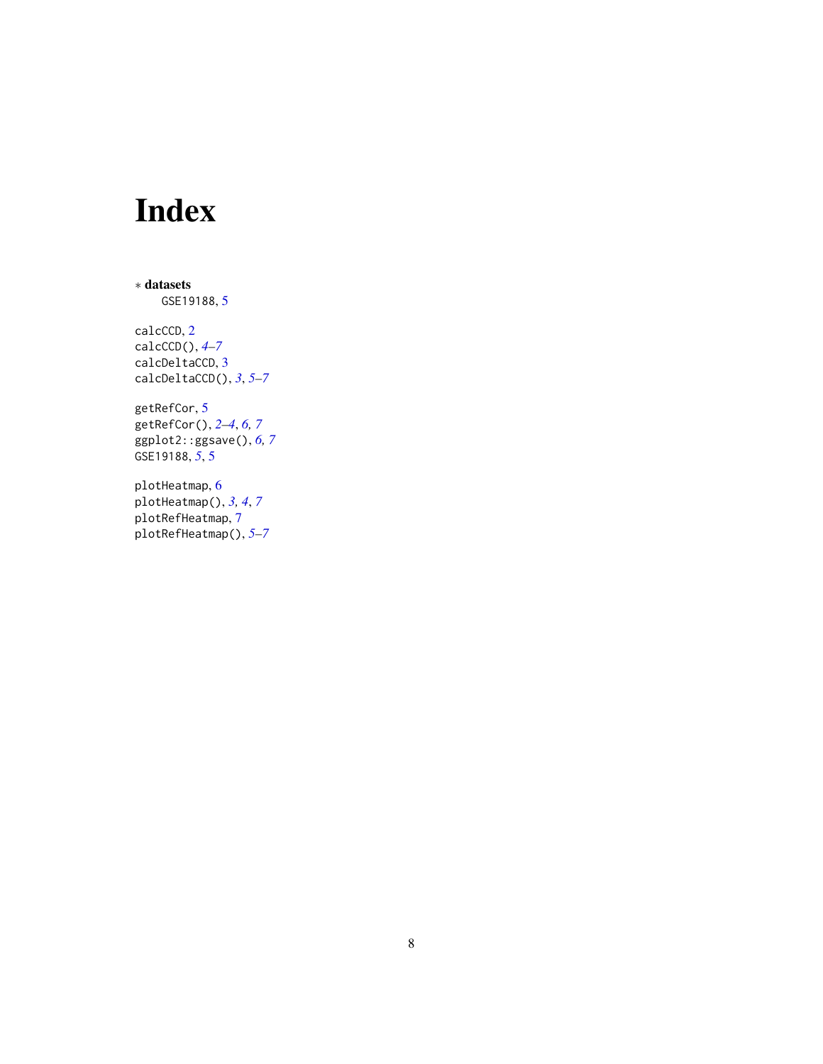# Index

∗ **datasets**
    GSE19188, 5

calcCCD, 2
calcCCD(), *4–7*
calcDeltaCCD, 3
calcDeltaCCD(), *3*, *5–7*

getRefCor, 5
getRefCor(), *2–4*, *6, 7*
ggplot2::ggsave(), *6, 7*
GSE19188, *5*, 5

plotHeatmap, 6
plotHeatmap(), *3, 4*, *7*
plotRefHeatmap, 7
plotRefHeatmap(), *5–7*